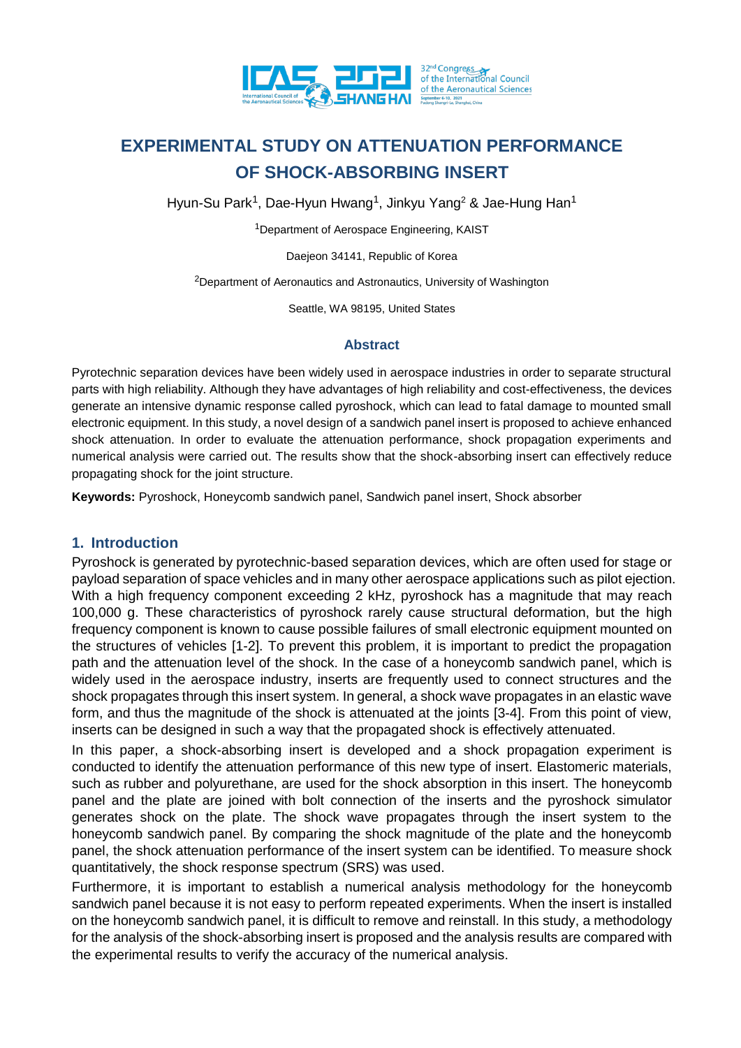# EXPERIMENTAL STUDY ON ATTENUATION PERFORMANCE OF SHOCK-ABSORBING INSERT

Hyun-Su Park[1], Dae-Hyun Hwang[1], Jinkyu Yang[2] & Jae-Hung Han[1]

[1]Department of Aerospace Engineering, KAIST

Daejeon 34141, Republic of Korea

[2]Department of Aeronautics and Astronautics, University of Washington

Seattle, WA 98195, United States

## Abstract

Pyrotechnic separation devices have been widely used in aerospace industries in order to separate structural parts with high reliability. Although they have advantages of high reliability and cost-effectiveness, the devices generate an intensive dynamic response called pyroshock, which can lead to fatal damage to mounted small electronic equipment. In this study, a novel design of a sandwich panel insert is proposed to achieve enhanced shock attenuation. In order to evaluate the attenuation performance, shock propagation experiments and numerical analysis were carried out. The results show that the shock-absorbing insert can effectively reduce propagating shock for the joint structure.

**Keywords:** Pyroshock, Honeycomb sandwich panel, Sandwich panel insert, Shock absorber

## 1. Introduction

Pyroshock is generated by pyrotechnic-based separation devices, which are often used for stage or payload separation of space vehicles and in many other aerospace applications such as pilot ejection. With a high frequency component exceeding 2 kHz, pyroshock has a magnitude that may reach 100,000 g. These characteristics of pyroshock rarely cause structural deformation, but the high frequency component is known to cause possible failures of small electronic equipment mounted on the structures of vehicles [1-2]. To prevent this problem, it is important to predict the propagation path and the attenuation level of the shock. In the case of a honeycomb sandwich panel, which is widely used in the aerospace industry, inserts are frequently used to connect structures and the shock propagates through this insert system. In general, a shock wave propagates in an elastic wave form, and thus the magnitude of the shock is attenuated at the joints [3-4]. From this point of view, inserts can be designed in such a way that the propagated shock is effectively attenuated.

In this paper, a shock-absorbing insert is developed and a shock propagation experiment is conducted to identify the attenuation performance of this new type of insert. Elastomeric materials, such as rubber and polyurethane, are used for the shock absorption in this insert. The honeycomb panel and the plate are joined with bolt connection of the inserts and the pyroshock simulator generates shock on the plate. The shock wave propagates through the insert system to the honeycomb sandwich panel. By comparing the shock magnitude of the plate and the honeycomb panel, the shock attenuation performance of the insert system can be identified. To measure shock quantitatively, the shock response spectrum (SRS) was used.

Furthermore, it is important to establish a numerical analysis methodology for the honeycomb sandwich panel because it is not easy to perform repeated experiments. When the insert is installed on the honeycomb sandwich panel, it is difficult to remove and reinstall. In this study, a methodology for the analysis of the shock-absorbing insert is proposed and the analysis results are compared with the experimental results to verify the accuracy of the numerical analysis.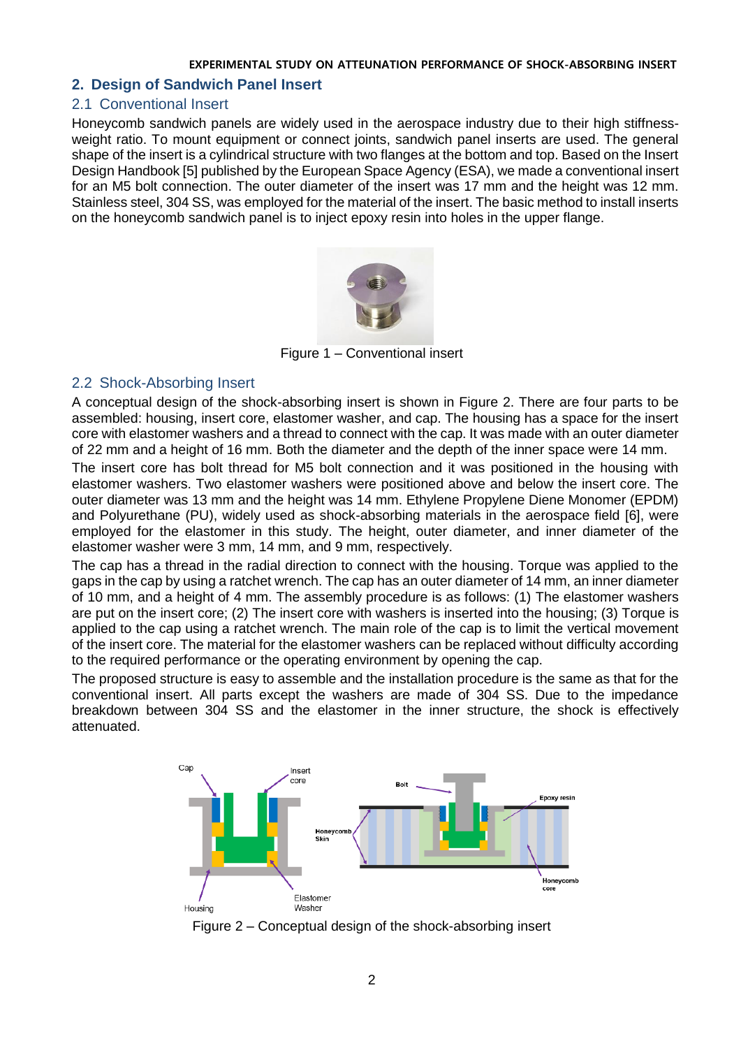## 2. Design of Sandwich Panel Insert

### 2.1 Conventional Insert

Honeycomb sandwich panels are widely used in the aerospace industry due to their high stiffness-weight ratio. To mount equipment or connect joints, sandwich panel inserts are used. The general shape of the insert is a cylindrical structure with two flanges at the bottom and top. Based on the Insert Design Handbook [5] published by the European Space Agency (ESA), we made a conventional insert for an M5 bolt connection. The outer diameter of the insert was 17 mm and the height was 12 mm. Stainless steel, 304 SS, was employed for the material of the insert. The basic method to install inserts on the honeycomb sandwich panel is to inject epoxy resin into holes in the upper flange.

Figure 1 – Conventional insert

### 2.2 Shock-Absorbing Insert

A conceptual design of the shock-absorbing insert is shown in Figure 2. There are four parts to be assembled: housing, insert core, elastomer washer, and cap. The housing has a space for the insert core with elastomer washers and a thread to connect with the cap. It was made with an outer diameter of 22 mm and a height of 16 mm. Both the diameter and the depth of the inner space were 14 mm.

The insert core has bolt thread for M5 bolt connection and it was positioned in the housing with elastomer washers. Two elastomer washers were positioned above and below the insert core. The outer diameter was 13 mm and the height was 14 mm. Ethylene Propylene Diene Monomer (EPDM) and Polyurethane (PU), widely used as shock-absorbing materials in the aerospace field [6], were employed for the elastomer in this study. The height, outer diameter, and inner diameter of the elastomer washer were 3 mm, 14 mm, and 9 mm, respectively.

The cap has a thread in the radial direction to connect with the housing. Torque was applied to the gaps in the cap by using a ratchet wrench. The cap has an outer diameter of 14 mm, an inner diameter of 10 mm, and a height of 4 mm. The assembly procedure is as follows: (1) The elastomer washers are put on the insert core; (2) The insert core with washers is inserted into the housing; (3) Torque is applied to the cap using a ratchet wrench. The main role of the cap is to limit the vertical movement of the insert core. The material for the elastomer washers can be replaced without difficulty according to the required performance or the operating environment by opening the cap.

The proposed structure is easy to assemble and the installation procedure is the same as that for the conventional insert. All parts except the washers are made of 304 SS. Due to the impedance breakdown between 304 SS and the elastomer in the inner structure, the shock is effectively attenuated.

Figure 2 – Conceptual design of the shock-absorbing insert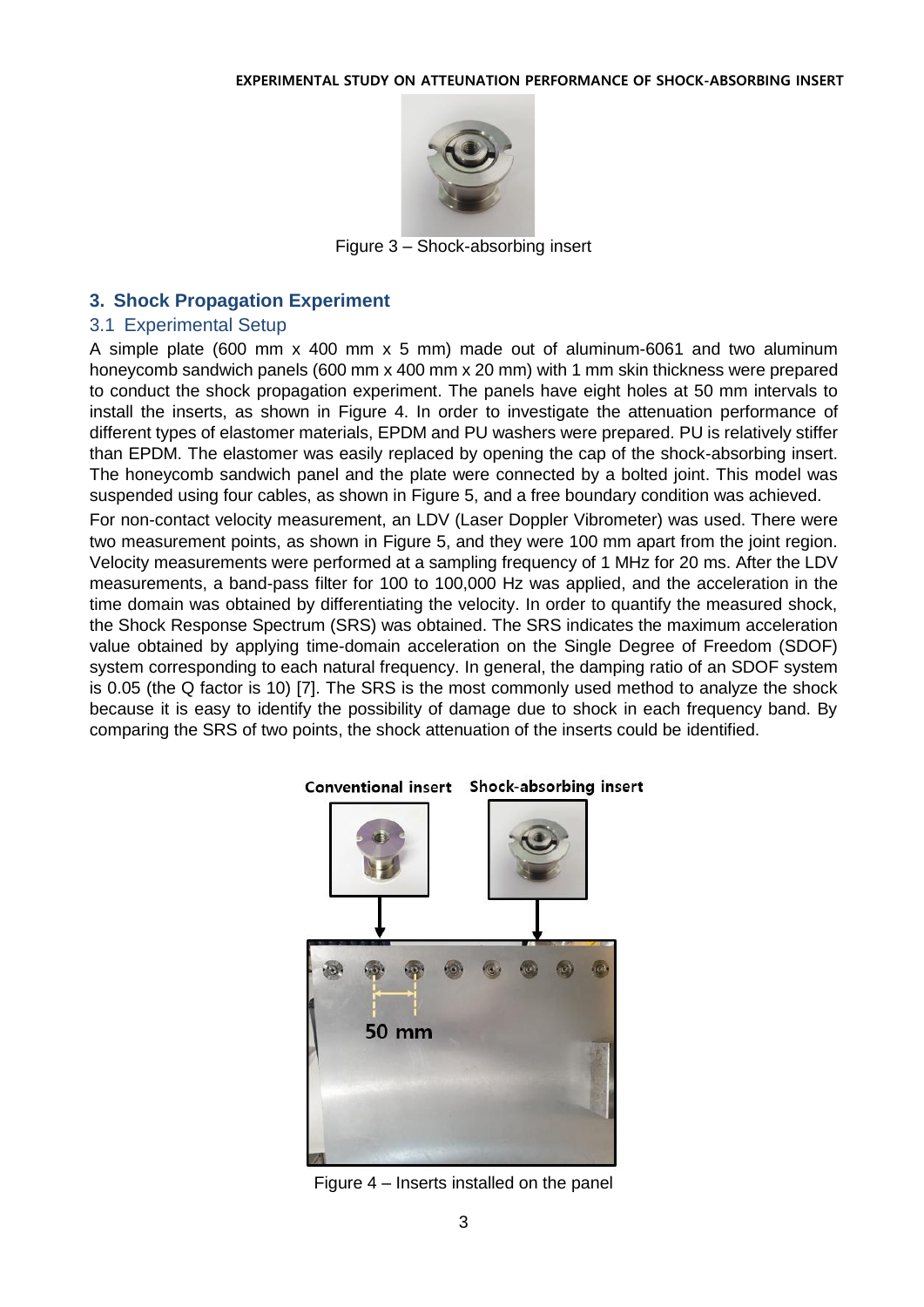Figure 3 – Shock-absorbing insert

## 3. Shock Propagation Experiment

### 3.1 Experimental Setup

A simple plate (600 mm x 400 mm x 5 mm) made out of aluminum-6061 and two aluminum honeycomb sandwich panels (600 mm x 400 mm x 20 mm) with 1 mm skin thickness were prepared to conduct the shock propagation experiment. The panels have eight holes at 50 mm intervals to install the inserts, as shown in Figure 4. In order to investigate the attenuation performance of different types of elastomer materials, EPDM and PU washers were prepared. PU is relatively stiffer than EPDM. The elastomer was easily replaced by opening the cap of the shock-absorbing insert. The honeycomb sandwich panel and the plate were connected by a bolted joint. This model was suspended using four cables, as shown in Figure 5, and a free boundary condition was achieved.

For non-contact velocity measurement, an LDV (Laser Doppler Vibrometer) was used. There were two measurement points, as shown in Figure 5, and they were 100 mm apart from the joint region. Velocity measurements were performed at a sampling frequency of 1 MHz for 20 ms. After the LDV measurements, a band-pass filter for 100 to 100,000 Hz was applied, and the acceleration in the time domain was obtained by differentiating the velocity. In order to quantify the measured shock, the Shock Response Spectrum (SRS) was obtained. The SRS indicates the maximum acceleration value obtained by applying time-domain acceleration on the Single Degree of Freedom (SDOF) system corresponding to each natural frequency. In general, the damping ratio of an SDOF system is 0.05 (the Q factor is 10) [7]. The SRS is the most commonly used method to analyze the shock because it is easy to identify the possibility of damage due to shock in each frequency band. By comparing the SRS of two points, the shock attenuation of the inserts could be identified.

Conventional insert    Shock-absorbing insert

50 mm

Figure 4 – Inserts installed on the panel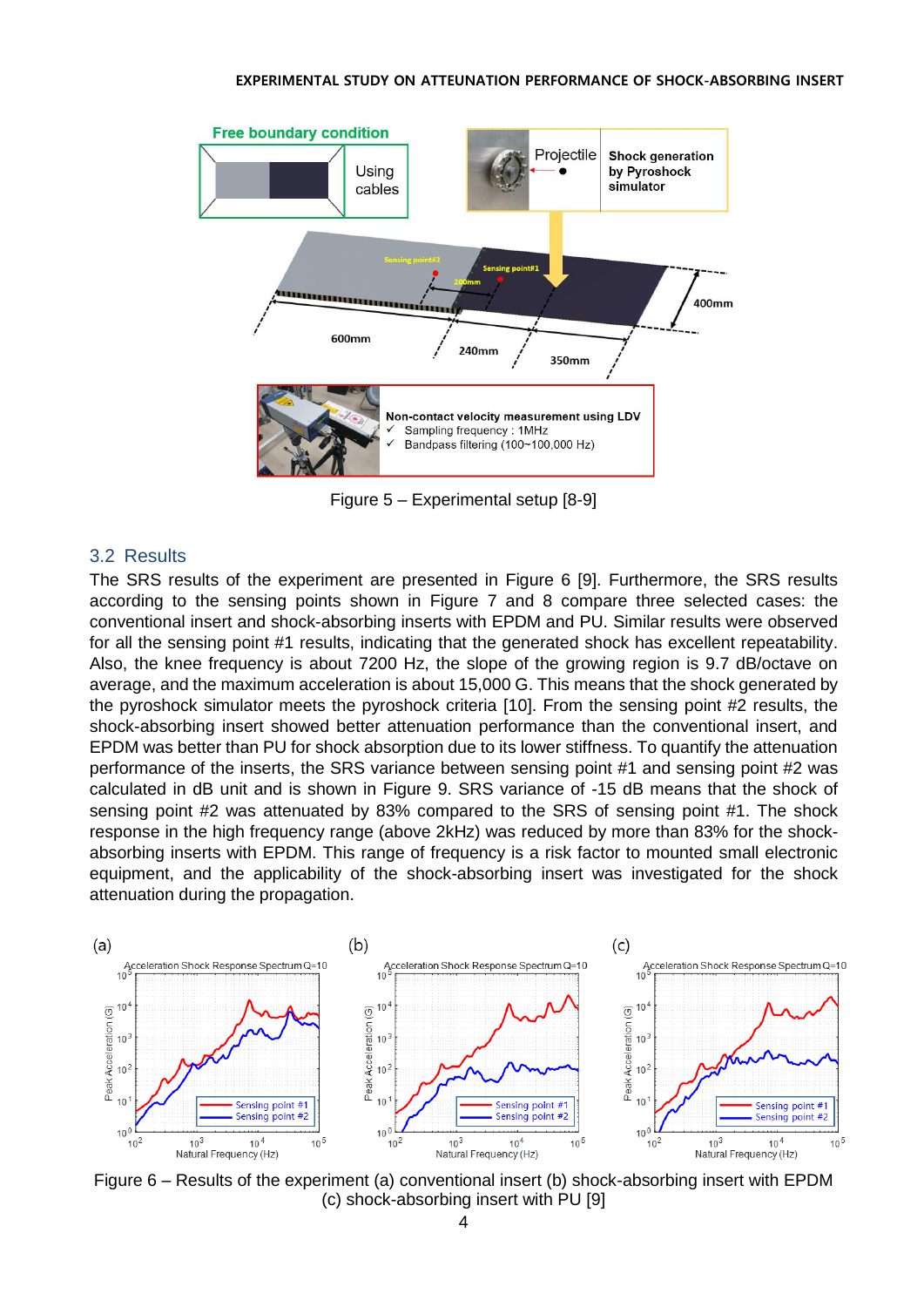Figure 5 – Experimental setup [8-9]

## 3.2 Results

The SRS results of the experiment are presented in Figure 6 [9]. Furthermore, the SRS results according to the sensing points shown in Figure 7 and 8 compare three selected cases: the conventional insert and shock-absorbing inserts with EPDM and PU. Similar results were observed for all the sensing point #1 results, indicating that the generated shock has excellent repeatability. Also, the knee frequency is about 7200 Hz, the slope of the growing region is 9.7 dB/octave on average, and the maximum acceleration is about 15,000 G. This means that the shock generated by the pyroshock simulator meets the pyroshock criteria [10]. From the sensing point #2 results, the shock-absorbing insert showed better attenuation performance than the conventional insert, and EPDM was better than PU for shock absorption due to its lower stiffness. To quantify the attenuation performance of the inserts, the SRS variance between sensing point #1 and sensing point #2 was calculated in dB unit and is shown in Figure 9. SRS variance of -15 dB means that the shock of sensing point #2 was attenuated by 83% compared to the SRS of sensing point #1. The shock response in the high frequency range (above 2kHz) was reduced by more than 83% for the shock-absorbing inserts with EPDM. This range of frequency is a risk factor to mounted small electronic equipment, and the applicability of the shock-absorbing insert was investigated for the shock attenuation during the propagation.

Figure 6 – Results of the experiment (a) conventional insert (b) shock-absorbing insert with EPDM (c) shock-absorbing insert with PU [9]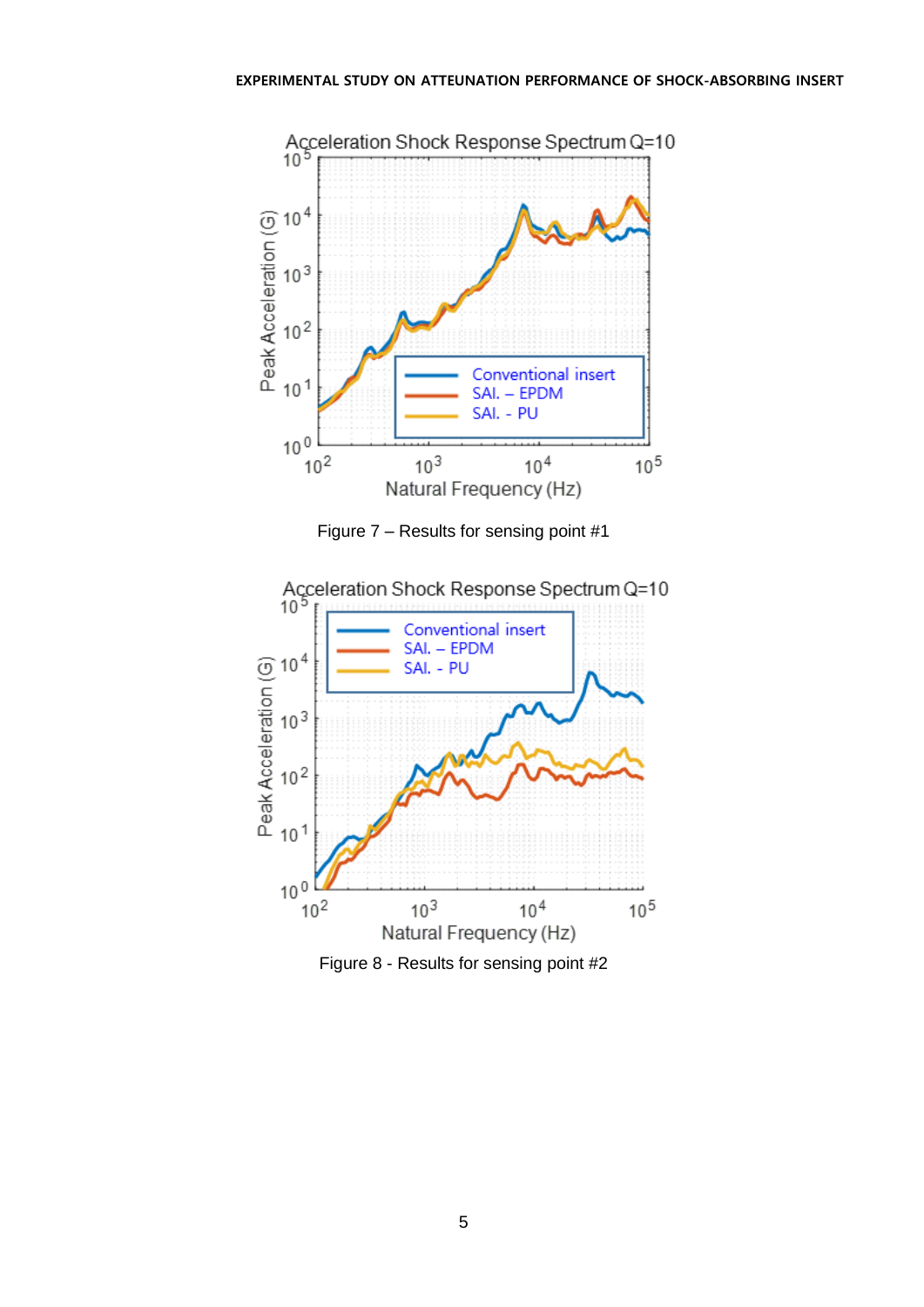Figure 7 – Results for sensing point #1

Figure 8 - Results for sensing point #2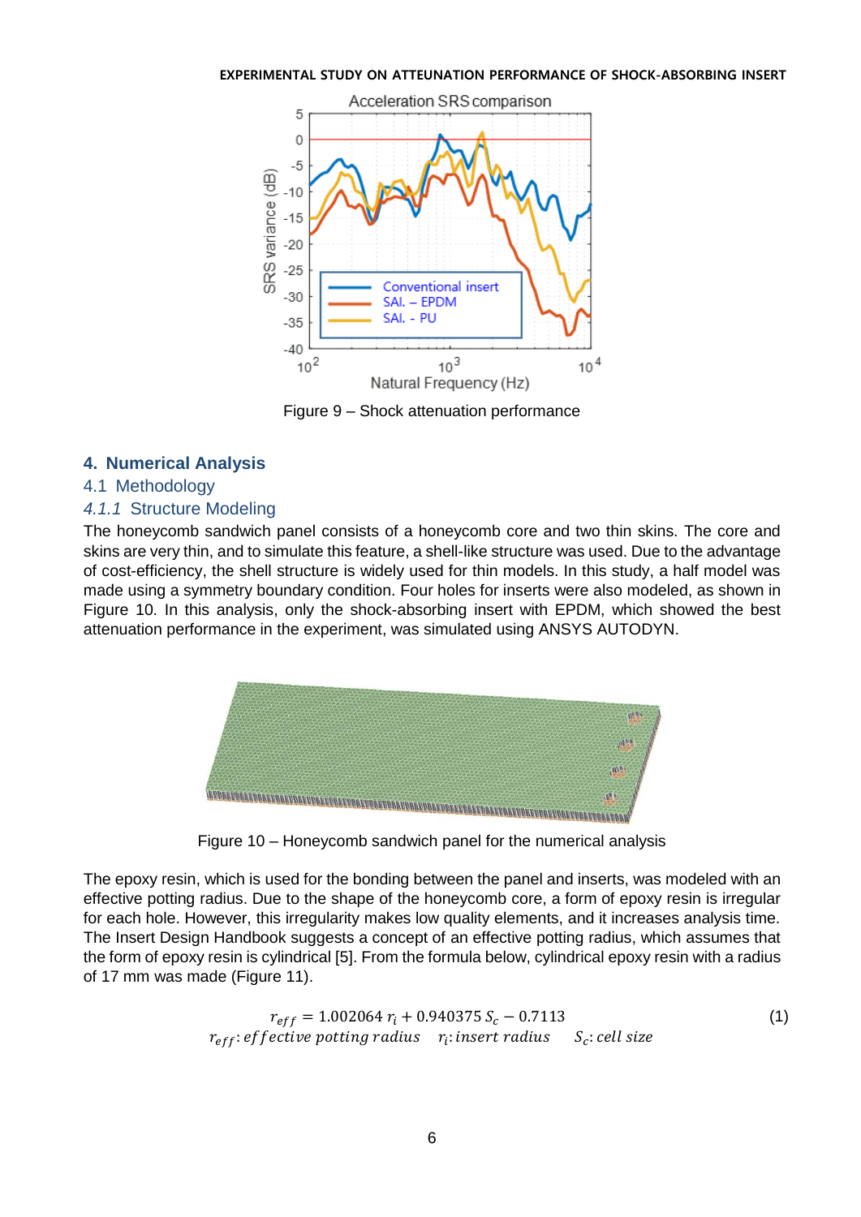Figure 9 – Shock attenuation performance

## 4. Numerical Analysis

### 4.1 Methodology

#### *4.1.1* Structure Modeling

The honeycomb sandwich panel consists of a honeycomb core and two thin skins. The core and skins are very thin, and to simulate this feature, a shell-like structure was used. Due to the advantage of cost-efficiency, the shell structure is widely used for thin models. In this study, a half model was made using a symmetry boundary condition. Four holes for inserts were also modeled, as shown in Figure 10. In this analysis, only the shock-absorbing insert with EPDM, which showed the best attenuation performance in the experiment, was simulated using ANSYS AUTODYN.

Figure 10 – Honeycomb sandwich panel for the numerical analysis

The epoxy resin, which is used for the bonding between the panel and inserts, was modeled with an effective potting radius. Due to the shape of the honeycomb core, a form of epoxy resin is irregular for each hole. However, this irregularity makes low quality elements, and it increases analysis time. The Insert Design Handbook suggests a concept of an effective potting radius, which assumes that the form of epoxy resin is cylindrical [5]. From the formula below, cylindrical epoxy resin with a radius of 17 mm was made (Figure 11).

$$r_{eff} = 1.002064\, r_i + 0.940375\, S_c - 0.7113 \tag{1}$$

$r_{eff}$: *effective potting radius* $\quad r_i$: *insert radius* $\quad S_c$: *cell size*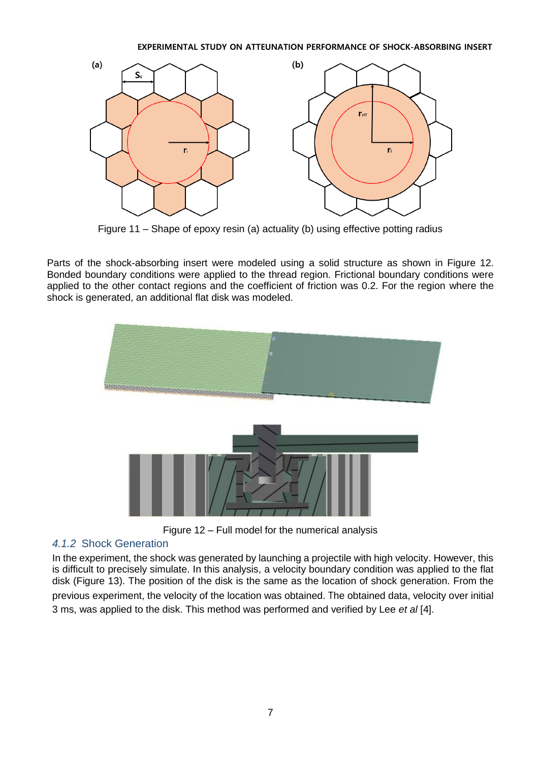Figure 11 – Shape of epoxy resin (a) actuality (b) using effective potting radius

Parts of the shock-absorbing insert were modeled using a solid structure as shown in Figure 12. Bonded boundary conditions were applied to the thread region. Frictional boundary conditions were applied to the other contact regions and the coefficient of friction was 0.2. For the region where the shock is generated, an additional flat disk was modeled.

Figure 12 – Full model for the numerical analysis

### *4.1.2* Shock Generation

In the experiment, the shock was generated by launching a projectile with high velocity. However, this is difficult to precisely simulate. In this analysis, a velocity boundary condition was applied to the flat disk (Figure 13). The position of the disk is the same as the location of shock generation. From the previous experiment, the velocity of the location was obtained. The obtained data, velocity over initial 3 ms, was applied to the disk. This method was performed and verified by Lee *et al* [4].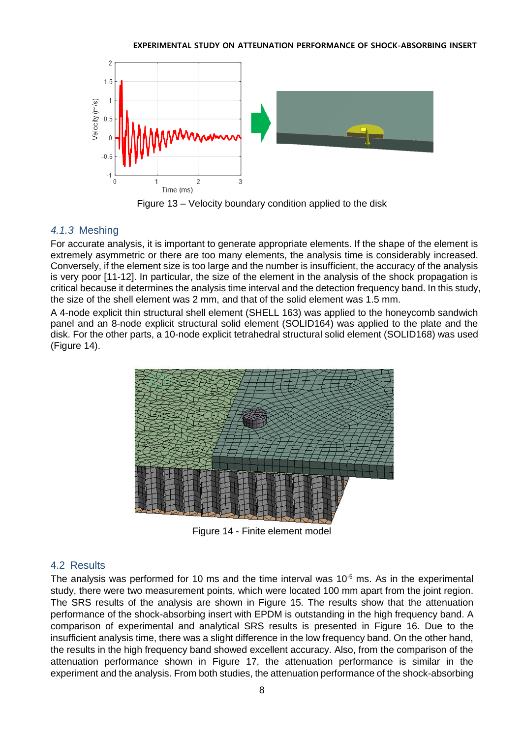Figure 13 – Velocity boundary condition applied to the disk

### *4.1.3* Meshing

For accurate analysis, it is important to generate appropriate elements. If the shape of the element is extremely asymmetric or there are too many elements, the analysis time is considerably increased. Conversely, if the element size is too large and the number is insufficient, the accuracy of the analysis is very poor [11-12]. In particular, the size of the element in the analysis of the shock propagation is critical because it determines the analysis time interval and the detection frequency band. In this study, the size of the shell element was 2 mm, and that of the solid element was 1.5 mm.

A 4-node explicit thin structural shell element (SHELL 163) was applied to the honeycomb sandwich panel and an 8-node explicit structural solid element (SOLID164) was applied to the plate and the disk. For the other parts, a 10-node explicit tetrahedral structural solid element (SOLID168) was used (Figure 14).

Figure 14 - Finite element model

## 4.2 Results

The analysis was performed for 10 ms and the time interval was $10^{-5}$ ms. As in the experimental study, there were two measurement points, which were located 100 mm apart from the joint region. The SRS results of the analysis are shown in Figure 15. The results show that the attenuation performance of the shock-absorbing insert with EPDM is outstanding in the high frequency band. A comparison of experimental and analytical SRS results is presented in Figure 16. Due to the insufficient analysis time, there was a slight difference in the low frequency band. On the other hand, the results in the high frequency band showed excellent accuracy. Also, from the comparison of the attenuation performance shown in Figure 17, the attenuation performance is similar in the experiment and the analysis. From both studies, the attenuation performance of the shock-absorbing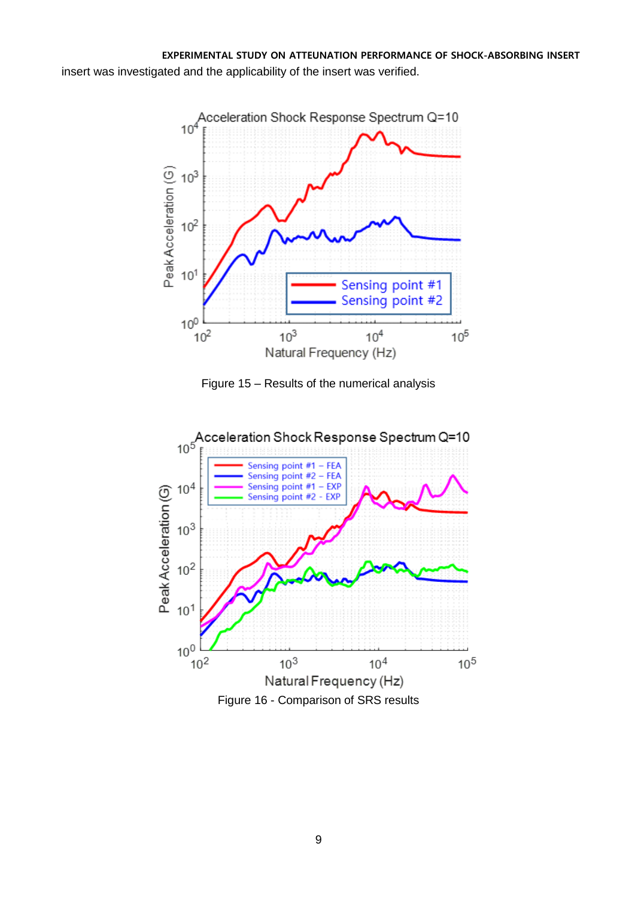insert was investigated and the applicability of the insert was verified.

Figure 15 – Results of the numerical analysis

Figure 16 - Comparison of SRS results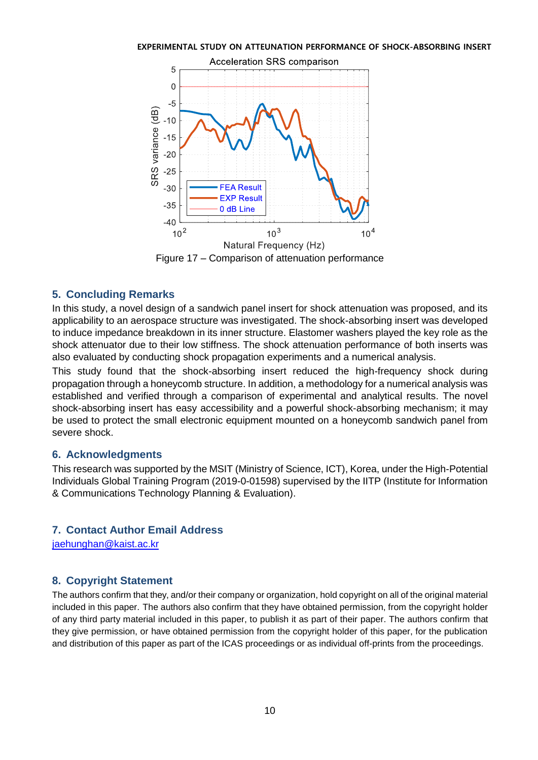Figure 17 – Comparison of attenuation performance

## 5. Concluding Remarks

In this study, a novel design of a sandwich panel insert for shock attenuation was proposed, and its applicability to an aerospace structure was investigated. The shock-absorbing insert was developed to induce impedance breakdown in its inner structure. Elastomer washers played the key role as the shock attenuator due to their low stiffness. The shock attenuation performance of both inserts was also evaluated by conducting shock propagation experiments and a numerical analysis.

This study found that the shock-absorbing insert reduced the high-frequency shock during propagation through a honeycomb structure. In addition, a methodology for a numerical analysis was established and verified through a comparison of experimental and analytical results. The novel shock-absorbing insert has easy accessibility and a powerful shock-absorbing mechanism; it may be used to protect the small electronic equipment mounted on a honeycomb sandwich panel from severe shock.

## 6. Acknowledgments

This research was supported by the MSIT (Ministry of Science, ICT), Korea, under the High-Potential Individuals Global Training Program (2019-0-01598) supervised by the IITP (Institute for Information & Communications Technology Planning & Evaluation).

## 7. Contact Author Email Address

jaehunghan@kaist.ac.kr

## 8. Copyright Statement

The authors confirm that they, and/or their company or organization, hold copyright on all of the original material included in this paper. The authors also confirm that they have obtained permission, from the copyright holder of any third party material included in this paper, to publish it as part of their paper. The authors confirm that they give permission, or have obtained permission from the copyright holder of this paper, for the publication and distribution of this paper as part of the ICAS proceedings or as individual off-prints from the proceedings.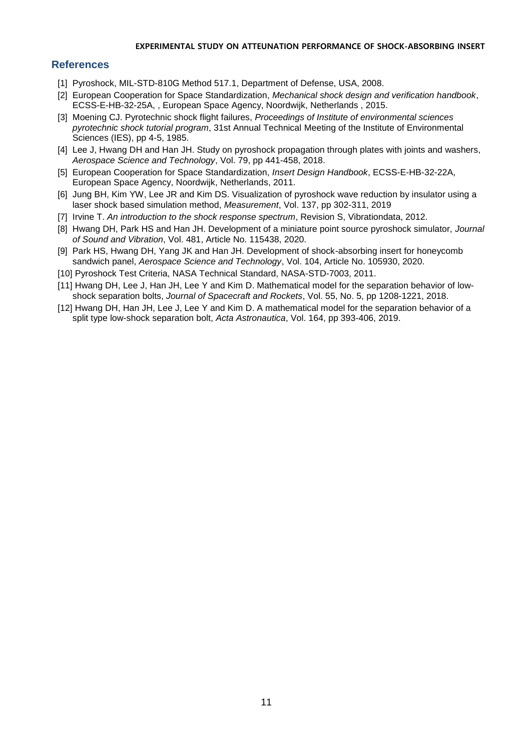## References

[1] Pyroshock, MIL-STD-810G Method 517.1, Department of Defense, USA, 2008.

[2] European Cooperation for Space Standardization, *Mechanical shock design and verification handbook*, ECSS-E-HB-32-25A, , European Space Agency, Noordwijk, Netherlands , 2015.

[3] Moening CJ. Pyrotechnic shock flight failures, *Proceedings of Institute of environmental sciences pyrotechnic shock tutorial program*, 31st Annual Technical Meeting of the Institute of Environmental Sciences (IES), pp 4-5, 1985.

[4] Lee J, Hwang DH and Han JH. Study on pyroshock propagation through plates with joints and washers, *Aerospace Science and Technology*, Vol. 79, pp 441-458, 2018.

[5] European Cooperation for Space Standardization, *Insert Design Handbook*, ECSS-E-HB-32-22A, European Space Agency, Noordwijk, Netherlands, 2011.

[6] Jung BH, Kim YW, Lee JR and Kim DS. Visualization of pyroshock wave reduction by insulator using a laser shock based simulation method, *Measurement*, Vol. 137, pp 302-311, 2019

[7] Irvine T. *An introduction to the shock response spectrum*, Revision S, Vibrationdata, 2012.

[8] Hwang DH, Park HS and Han JH. Development of a miniature point source pyroshock simulator, *Journal of Sound and Vibration*, Vol. 481, Article No. 115438, 2020.

[9] Park HS, Hwang DH, Yang JK and Han JH. Development of shock-absorbing insert for honeycomb sandwich panel, *Aerospace Science and Technology*, Vol. 104, Article No. 105930, 2020.

[10] Pyroshock Test Criteria, NASA Technical Standard, NASA-STD-7003, 2011.

[11] Hwang DH, Lee J, Han JH, Lee Y and Kim D. Mathematical model for the separation behavior of low-shock separation bolts, *Journal of Spacecraft and Rockets*, Vol. 55, No. 5, pp 1208-1221, 2018.

[12] Hwang DH, Han JH, Lee J, Lee Y and Kim D. A mathematical model for the separation behavior of a split type low-shock separation bolt, *Acta Astronautica*, Vol. 164, pp 393-406, 2019.